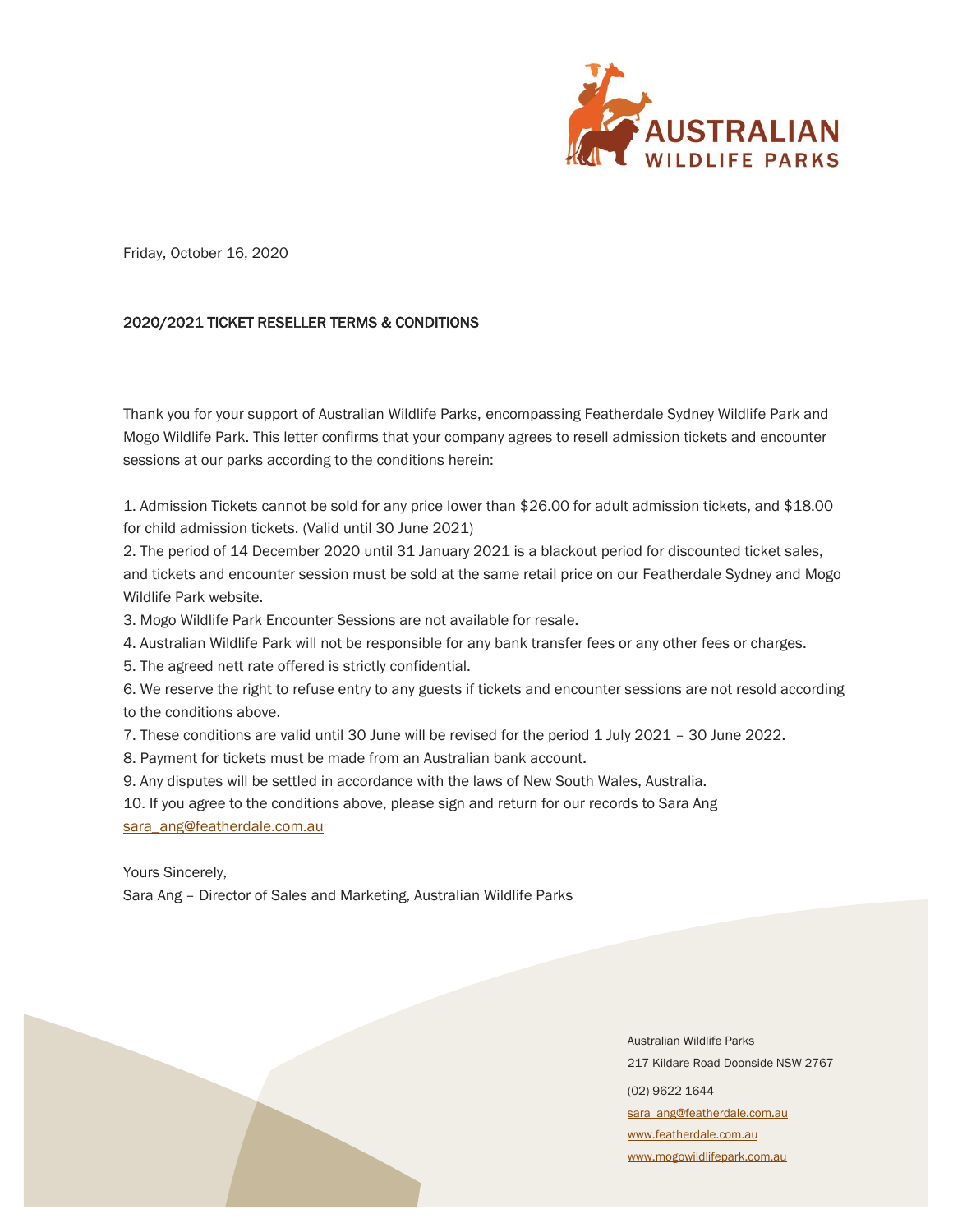Friday, October 16, 2020

## 2020/2021 TICKET RESELLER TERMS & CONDITIONS

Thank you for your support of Australian Wildlife Parks, encompassing Featherdale Sydney Wildlife Park and Mogo Wildlife Park. This letter confirms that your company agrees to resell admission tickets and encounter sessions at our parks according to the conditions herein:

1. Admission Tickets cannot be sold for any price lower than $26.00 for adult admission tickets, and $18.00 for child admission tickets. (Valid until 30 June 2021)
2. The period of 14 December 2020 until 31 January 2021 is a blackout period for discounted ticket sales, and tickets and encounter session must be sold at the same retail price on our Featherdale Sydney and Mogo Wildlife Park website.
3. Mogo Wildlife Park Encounter Sessions are not available for resale.
4. Australian Wildlife Park will not be responsible for any bank transfer fees or any other fees or charges.
5. The agreed nett rate offered is strictly confidential.
6. We reserve the right to refuse entry to any guests if tickets and encounter sessions are not resold according to the conditions above.
7. These conditions are valid until 30 June will be revised for the period 1 July 2021 – 30 June 2022.
8. Payment for tickets must be made from an Australian bank account.
9. Any disputes will be settled in accordance with the laws of New South Wales, Australia.
10. If you agree to the conditions above, please sign and return for our records to Sara Ang sara_ang@featherdale.com.au

Yours Sincerely,
Sara Ang – Director of Sales and Marketing, Australian Wildlife Parks

Australian Wildlife Parks
217 Kildare Road Doonside NSW 2767
(02) 9622 1644
sara_ang@featherdale.com.au
www.featherdale.com.au
www.mogowildlifepark.com.au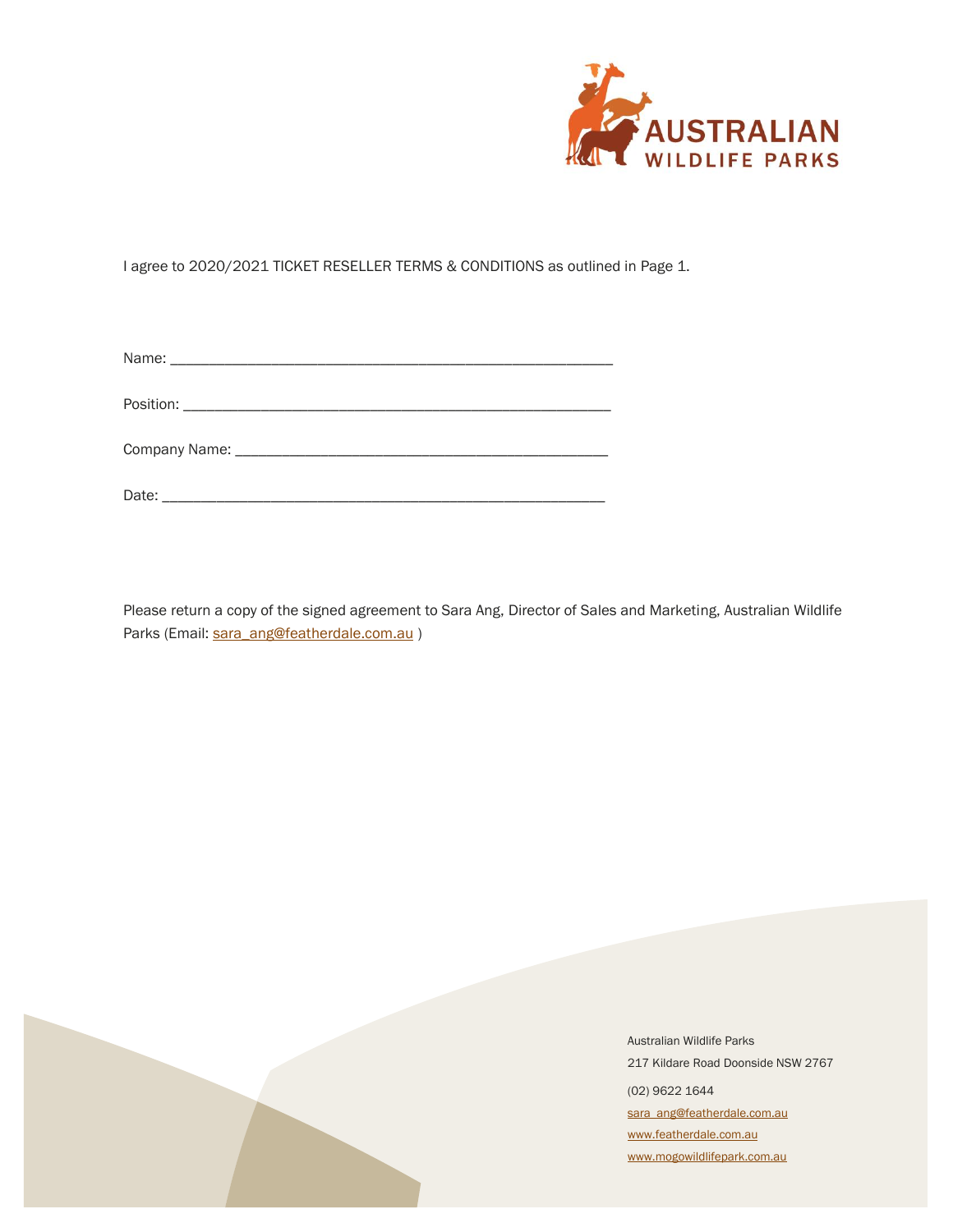I agree to 2020/2021 TICKET RESELLER TERMS & CONDITIONS as outlined in Page 1.

Name: ___________________________________________________________

Position: _________________________________________________________

Company Name: ___________________________________________________

Date: ____________________________________________________________

Please return a copy of the signed agreement to Sara Ang, Director of Sales and Marketing, Australian Wildlife Parks (Email: sara_ang@featherdale.com.au )

Australian Wildlife Parks
217 Kildare Road Doonside NSW 2767

(02) 9622 1644
sara_ang@featherdale.com.au
www.featherdale.com.au
www.mogowildlifepark.com.au